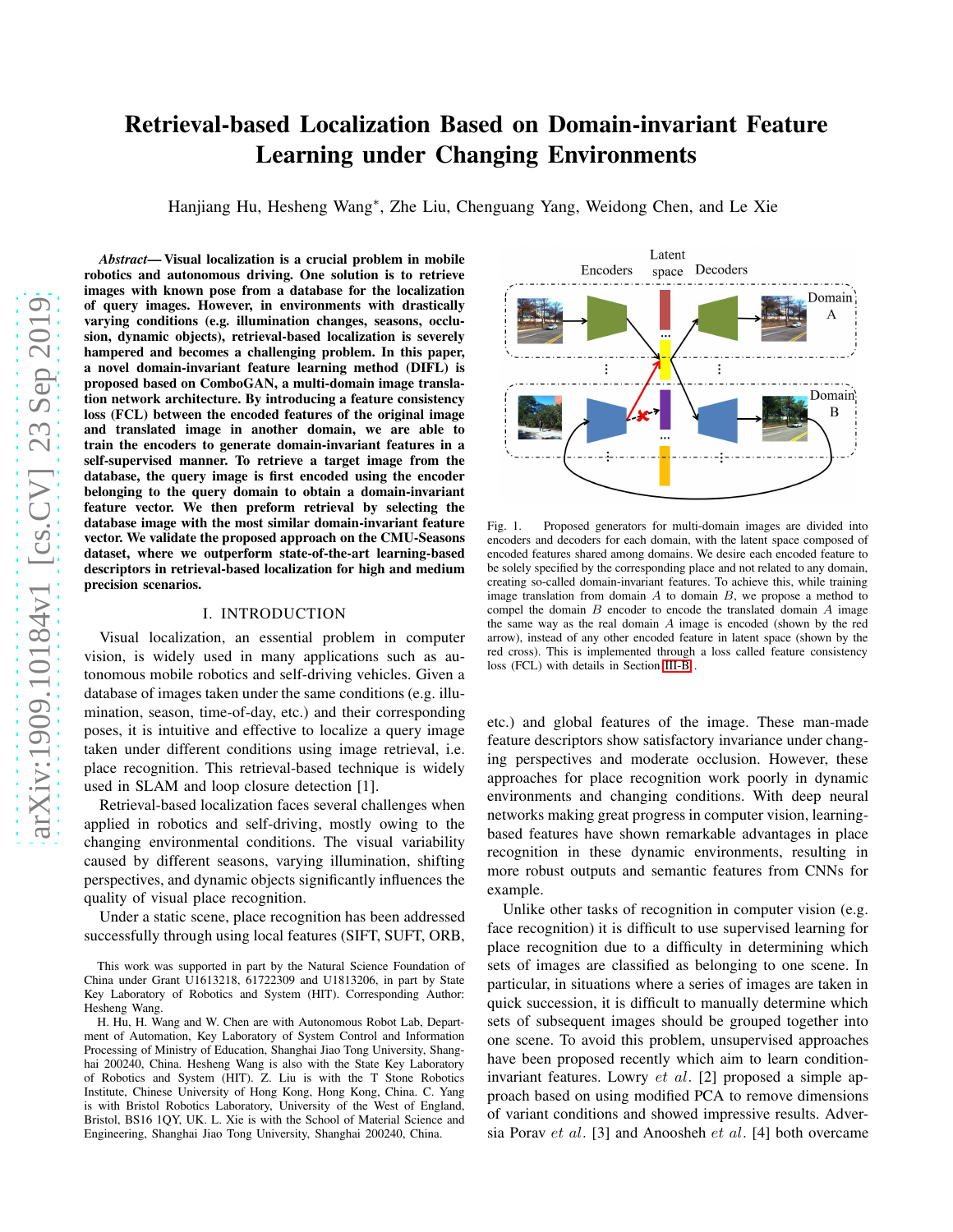# Retrieval-based Localization Based on Domain-invariant Feature Learning under Changing Environments

Hanjiang Hu, Hesheng Wang*, Zhe Liu, Chenguang Yang, Weidong Chen, and Le Xie

***Abstract*— Visual localization is a crucial problem in mobile robotics and autonomous driving. One solution is to retrieve images with known pose from a database for the localization of query images. However, in environments with drastically varying conditions (e.g. illumination changes, seasons, occlusion, dynamic objects), retrieval-based localization is severely hampered and becomes a challenging problem. In this paper, a novel domain-invariant feature learning method (DIFL) is proposed based on ComboGAN, a multi-domain image translation network architecture. By introducing a feature consistency loss (FCL) between the encoded features of the original image and translated image in another domain, we are able to train the encoders to generate domain-invariant features in a self-supervised manner. To retrieve a target image from the database, the query image is first encoded using the encoder belonging to the query domain to obtain a domain-invariant feature vector. We then preform retrieval by selecting the database image with the most similar domain-invariant feature vector. We validate the proposed approach on the CMU-Seasons dataset, where we outperform state-of-the-art learning-based descriptors in retrieval-based localization for high and medium precision scenarios.**

## I. INTRODUCTION

Visual localization, an essential problem in computer vision, is widely used in many applications such as autonomous mobile robotics and self-driving vehicles. Given a database of images taken under the same conditions (e.g. illumination, season, time-of-day, etc.) and their corresponding poses, it is intuitive and effective to localize a query image taken under different conditions using image retrieval, i.e. place recognition. This retrieval-based technique is widely used in SLAM and loop closure detection [1].

Retrieval-based localization faces several challenges when applied in robotics and self-driving, mostly owing to the changing environmental conditions. The visual variability caused by different seasons, varying illumination, shifting perspectives, and dynamic objects significantly influences the quality of visual place recognition.

Under a static scene, place recognition has been addressed successfully through using local features (SIFT, SUFT, ORB, etc.) and global features of the image. These man-made feature descriptors show satisfactory invariance under changing perspectives and moderate occlusion. However, these approaches for place recognition work poorly in dynamic environments and changing conditions. With deep neural networks making great progress in computer vision, learning-based features have shown remarkable advantages in place recognition in these dynamic environments, resulting in more robust outputs and semantic features from CNNs for example.

Unlike other tasks of recognition in computer vision (e.g. face recognition) it is difficult to use supervised learning for place recognition due to a difficulty in determining which sets of images are classified as belonging to one scene. In particular, in situations where a series of images are taken in quick succession, it is difficult to manually determine which sets of subsequent images should be grouped together into one scene. To avoid this problem, unsupervised approaches have been proposed recently which aim to learn condition-invariant features. Lowry *et al.* [2] proposed a simple approach based on using modified PCA to remove dimensions of variant conditions and showed impressive results. Adversia Porav *et al.* [3] and Anoosheh *et al.* [4] both overcome

Fig. 1. Proposed generators for multi-domain images are divided into encoders and decoders for each domain, with the latent space composed of encoded features shared among domains. We desire each encoded feature to be solely specified by the corresponding place and not related to any domain, creating so-called domain-invariant features. To achieve this, while training image translation from domain $A$ to domain $B$, we propose a method to compel the domain $B$ encoder to encode the translated domain $A$ image the same way as the real domain $A$ image is encoded (shown by the red arrow), instead of any other encoded feature in latent space (shown by the red cross). This is implemented through a loss called feature consistency loss (FCL) with details in Section III-B.

This work was supported in part by the Natural Science Foundation of China under Grant U1613218, 61722309 and U1813206, in part by State Key Laboratory of Robotics and System (HIT). Corresponding Author: Hesheng Wang.

H. Hu, H. Wang and W. Chen are with Autonomous Robot Lab, Department of Automation, Key Laboratory of System Control and Information Processing of Ministry of Education, Shanghai Jiao Tong University, Shanghai 200240, China. Hesheng Wang is also with the State Key Laboratory of Robotics and System (HIT). Z. Liu is with the T Stone Robotics Institute, Chinese University of Hong Kong, Hong Kong, China. C. Yang is with Bristol Robotics Laboratory, University of the West of England, Bristol, BS16 1QY, UK. L. Xie is with the School of Material Science and Engineering, Shanghai Jiao Tong University, Shanghai 200240, China.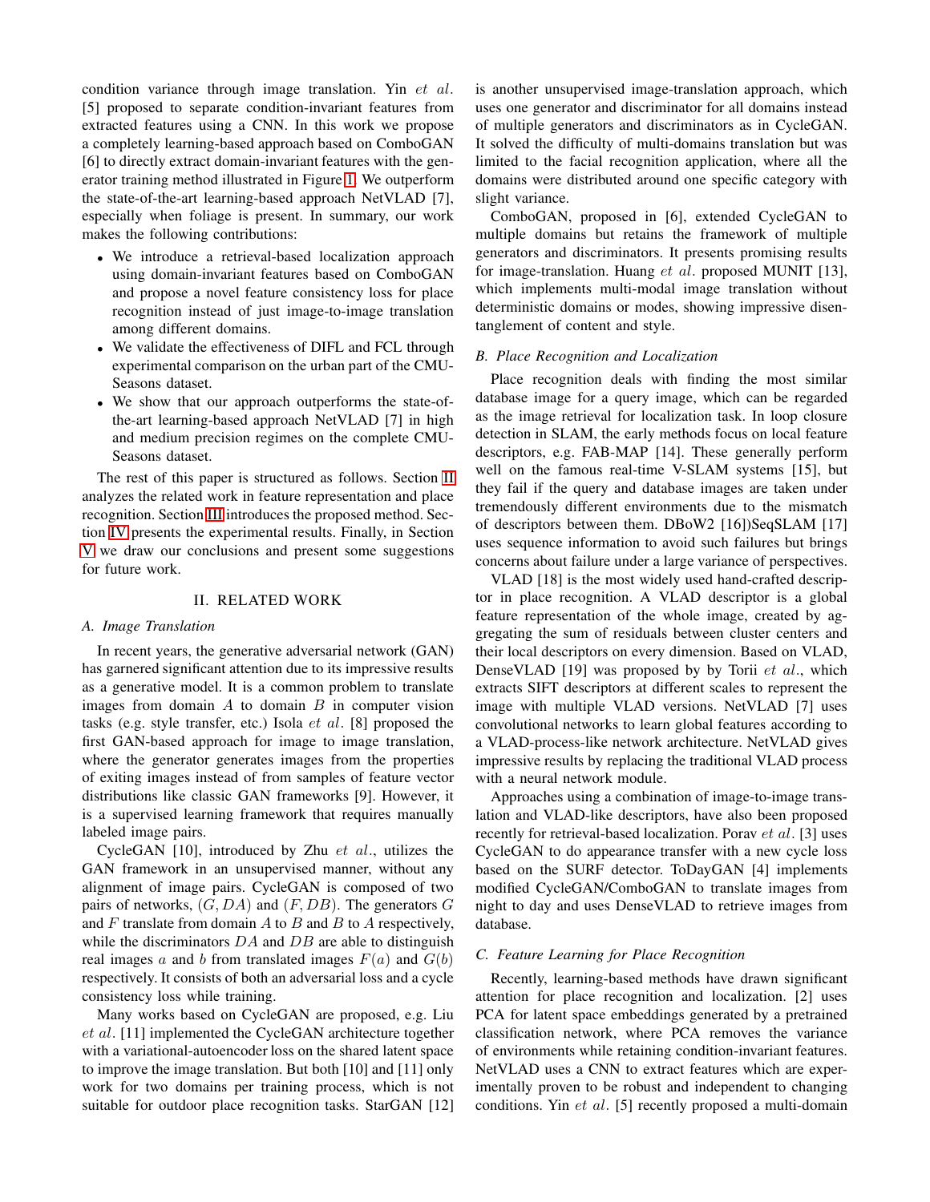condition variance through image translation. Yin *et al.* [5] proposed to separate condition-invariant features from extracted features using a CNN. In this work we propose a completely learning-based approach based on ComboGAN [6] to directly extract domain-invariant features with the generator training method illustrated in Figure 1. We outperform the state-of-the-art learning-based approach NetVLAD [7], especially when foliage is present. In summary, our work makes the following contributions:

- We introduce a retrieval-based localization approach using domain-invariant features based on ComboGAN and propose a novel feature consistency loss for place recognition instead of just image-to-image translation among different domains.
- We validate the effectiveness of DIFL and FCL through experimental comparison on the urban part of the CMU-Seasons dataset.
- We show that our approach outperforms the state-of-the-art learning-based approach NetVLAD [7] in high and medium precision regimes on the complete CMU-Seasons dataset.

The rest of this paper is structured as follows. Section II analyzes the related work in feature representation and place recognition. Section III introduces the proposed method. Section IV presents the experimental results. Finally, in Section V we draw our conclusions and present some suggestions for future work.

## II. RELATED WORK

### A. Image Translation

In recent years, the generative adversarial network (GAN) has garnered significant attention due to its impressive results as a generative model. It is a common problem to translate images from domain $A$ to domain $B$ in computer vision tasks (e.g. style transfer, etc.) Isola *et al.* [8] proposed the first GAN-based approach for image to image translation, where the generator generates images from the properties of exiting images instead of from samples of feature vector distributions like classic GAN frameworks [9]. However, it is a supervised learning framework that requires manually labeled image pairs.

CycleGAN [10], introduced by Zhu *et al.*, utilizes the GAN framework in an unsupervised manner, without any alignment of image pairs. CycleGAN is composed of two pairs of networks, $(G, DA)$ and $(F, DB)$. The generators $G$ and $F$ translate from domain $A$ to $B$ and $B$ to $A$ respectively, while the discriminators $DA$ and $DB$ are able to distinguish real images $a$ and $b$ from translated images $F(a)$ and $G(b)$ respectively. It consists of both an adversarial loss and a cycle consistency loss while training.

Many works based on CycleGAN are proposed, e.g. Liu *et al.* [11] implemented the CycleGAN architecture together with a variational-autoencoder loss on the shared latent space to improve the image translation. But both [10] and [11] only work for two domains per training process, which is not suitable for outdoor place recognition tasks. StarGAN [12] is another unsupervised image-translation approach, which uses one generator and discriminator for all domains instead of multiple generators and discriminators as in CycleGAN. It solved the difficulty of multi-domains translation but was limited to the facial recognition application, where all the domains were distributed around one specific category with slight variance.

ComboGAN, proposed in [6], extended CycleGAN to multiple domains but retains the framework of multiple generators and discriminators. It presents promising results for image-translation. Huang *et al.* proposed MUNIT [13], which implements multi-modal image translation without deterministic domains or modes, showing impressive disentanglement of content and style.

### B. Place Recognition and Localization

Place recognition deals with finding the most similar database image for a query image, which can be regarded as the image retrieval for localization task. In loop closure detection in SLAM, the early methods focus on local feature descriptors, e.g. FAB-MAP [14]. These generally perform well on the famous real-time V-SLAM systems [15], but they fail if the query and database images are taken under tremendously different environments due to the mismatch of descriptors between them. DBoW2 [16])SeqSLAM [17] uses sequence information to avoid such failures but brings concerns about failure under a large variance of perspectives.

VLAD [18] is the most widely used hand-crafted descriptor in place recognition. A VLAD descriptor is a global feature representation of the whole image, created by aggregating the sum of residuals between cluster centers and their local descriptors on every dimension. Based on VLAD, DenseVLAD [19] was proposed by by Torii *et al.*, which extracts SIFT descriptors at different scales to represent the image with multiple VLAD versions. NetVLAD [7] uses convolutional networks to learn global features according to a VLAD-process-like network architecture. NetVLAD gives impressive results by replacing the traditional VLAD process with a neural network module.

Approaches using a combination of image-to-image translation and VLAD-like descriptors, have also been proposed recently for retrieval-based localization. Porav *et al.* [3] uses CycleGAN to do appearance transfer with a new cycle loss based on the SURF detector. ToDayGAN [4] implements modified CycleGAN/ComboGAN to translate images from night to day and uses DenseVLAD to retrieve images from database.

### C. Feature Learning for Place Recognition

Recently, learning-based methods have drawn significant attention for place recognition and localization. [2] uses PCA for latent space embeddings generated by a pretrained classification network, where PCA removes the variance of environments while retaining condition-invariant features. NetVLAD uses a CNN to extract features which are experimentally proven to be robust and independent to changing conditions. Yin *et al.* [5] recently proposed a multi-domain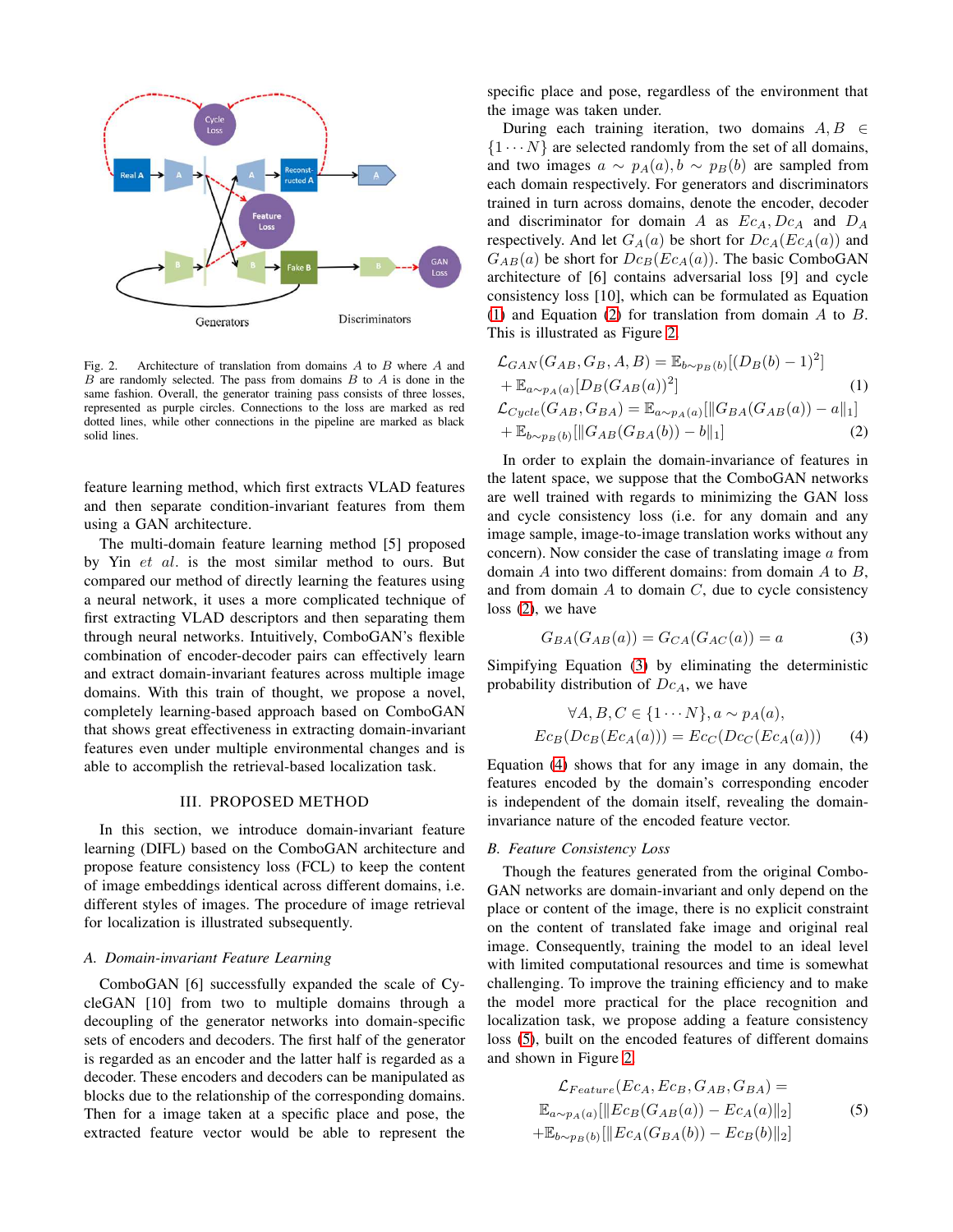Fig. 2. Architecture of translation from domains $A$ to $B$ where $A$ and $B$ are randomly selected. The pass from domains $B$ to $A$ is done in the same fashion. Overall, the generator training pass consists of three losses, represented as purple circles. Connections to the loss are marked as red dotted lines, while other connections in the pipeline are marked as black solid lines.

feature learning method, which first extracts VLAD features and then separate condition-invariant features from them using a GAN architecture.

The multi-domain feature learning method [5] proposed by Yin *et al.* is the most similar method to ours. But compared our method of directly learning the features using a neural network, it uses a more complicated technique of first extracting VLAD descriptors and then separating them through neural networks. Intuitively, ComboGAN's flexible combination of encoder-decoder pairs can effectively learn and extract domain-invariant features across multiple image domains. With this train of thought, we propose a novel, completely learning-based approach based on ComboGAN that shows great effectiveness in extracting domain-invariant features even under multiple environmental changes and is able to accomplish the retrieval-based localization task.

## III. PROPOSED METHOD

In this section, we introduce domain-invariant feature learning (DIFL) based on the ComboGAN architecture and propose feature consistency loss (FCL) to keep the content of image embeddings identical across different domains, i.e. different styles of images. The procedure of image retrieval for localization is illustrated subsequently.

### A. Domain-invariant Feature Learning

ComboGAN [6] successfully expanded the scale of CycleGAN [10] from two to multiple domains through a decoupling of the generator networks into domain-specific sets of encoders and decoders. The first half of the generator is regarded as an encoder and the latter half is regarded as a decoder. These encoders and decoders can be manipulated as blocks due to the relationship of the corresponding domains. Then for a image taken at a specific place and pose, the extracted feature vector would be able to represent the specific place and pose, regardless of the environment that the image was taken under.

During each training iteration, two domains $A, B \in \{1 \cdots N\}$ are selected randomly from the set of all domains, and two images $a \sim p_A(a), b \sim p_B(b)$ are sampled from each domain respectively. For generators and discriminators trained in turn across domains, denote the encoder, decoder and discriminator for domain $A$ as $Ec_A, Dc_A$ and $D_A$ respectively. And let $G_A(a)$ be short for $Dc_A(Ec_A(a))$ and $G_{AB}(a)$ be short for $Dc_B(Ec_A(a))$. The basic ComboGAN architecture of [6] contains adversarial loss [9] and cycle consistency loss [10], which can be formulated as Equation (1) and Equation (2) for translation from domain $A$ to $B$. This is illustrated as Figure 2.

$$\mathcal{L}_{GAN}(G_{AB}, G_B, A, B) = \mathbb{E}_{b\sim p_B(b)}[(D_B(b)-1)^2] + \mathbb{E}_{a\sim p_A(a)}[D_B(G_{AB}(a))^2] \quad (1)$$

$$\mathcal{L}_{Cycle}(G_{AB}, G_{BA}) = \mathbb{E}_{a\sim p_A(a)}[\|G_{BA}(G_{AB}(a)) - a\|_1] + \mathbb{E}_{b\sim p_B(b)}[\|G_{AB}(G_{BA}(b)) - b\|_1] \quad (2)$$

In order to explain the domain-invariance of features in the latent space, we suppose that the ComboGAN networks are well trained with regards to minimizing the GAN loss and cycle consistency loss (i.e. for any domain and any image sample, image-to-image translation works without any concern). Now consider the case of translating image $a$ from domain $A$ into two different domains: from domain $A$ to $B$, and from domain $A$ to domain $C$, due to cycle consistency loss (2), we have

$$G_{BA}(G_{AB}(a)) = G_{CA}(G_{AC}(a)) = a \quad (3)$$

Simpifying Equation (3) by eliminating the deterministic probability distribution of $Dc_A$, we have

$$\forall A, B, C \in \{1 \cdots N\}, a \sim p_A(a),$$
$$Ec_B(Dc_B(Ec_A(a))) = Ec_C(Dc_C(Ec_A(a))) \quad (4)$$

Equation (4) shows that for any image in any domain, the features encoded by the domain's corresponding encoder is independent of the domain itself, revealing the domain-invariance nature of the encoded feature vector.

### B. Feature Consistency Loss

Though the features generated from the original ComboGAN networks are domain-invariant and only depend on the place or content of the image, there is no explicit constraint on the content of translated fake image and original real image. Consequently, training the model to an ideal level with limited computational resources and time is somewhat challenging. To improve the training efficiency and to make the model more practical for the place recognition and localization task, we propose adding a feature consistency loss (5), built on the encoded features of different domains and shown in Figure 2.

$$\mathcal{L}_{Feature}(Ec_A, Ec_B, G_{AB}, G_{BA}) = \mathbb{E}_{a\sim p_A(a)}[\|Ec_B(G_{AB}(a)) - Ec_A(a)\|_2] + \mathbb{E}_{b\sim p_B(b)}[\|Ec_A(G_{BA}(b)) - Ec_B(b)\|_2] \quad (5)$$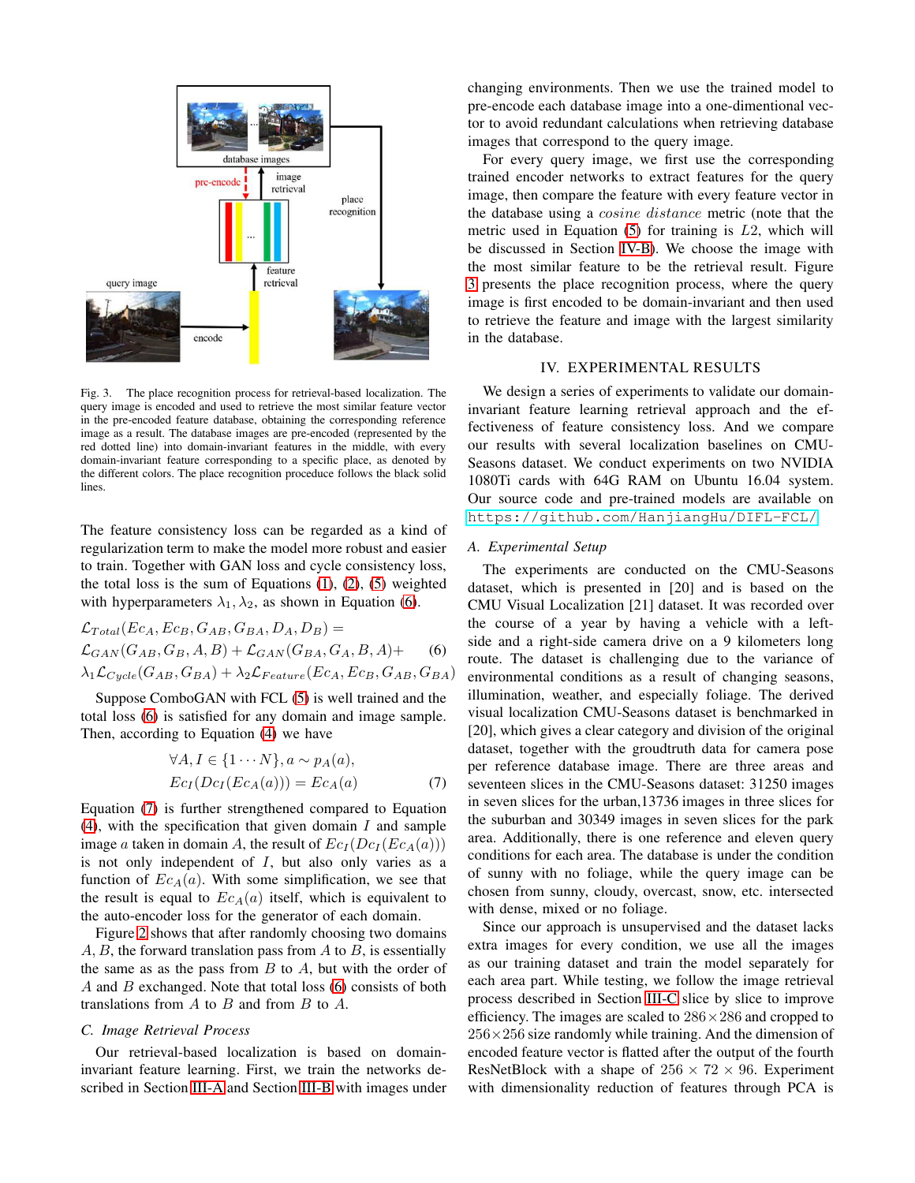Fig. 3. The place recognition process for retrieval-based localization. The query image is encoded and used to retrieve the most similar feature vector in the pre-encoded feature database, obtaining the corresponding reference image as a result. The database images are pre-encoded (represented by the red dotted line) into domain-invariant features in the middle, with every domain-invariant feature corresponding to a specific place, as denoted by the different colors. The place recognition proceduce follows the black solid lines.

The feature consistency loss can be regarded as a kind of regularization term to make the model more robust and easier to train. Together with GAN loss and cycle consistency loss, the total loss is the sum of Equations (1), (2), (5) weighted with hyperparameters $\lambda_1, \lambda_2$, as shown in Equation (6).

$$\begin{aligned}&\mathcal{L}_{Total}(Ec_A, Ec_B, G_{AB}, G_{BA}, D_A, D_B) = \\&\mathcal{L}_{GAN}(G_{AB}, G_B, A, B) + \mathcal{L}_{GAN}(G_{BA}, G_A, B, A)+ \\&\lambda_1 \mathcal{L}_{Cycle}(G_{AB}, G_{BA}) + \lambda_2 \mathcal{L}_{Feature}(Ec_A, Ec_B, G_{AB}, G_{BA})\end{aligned} \tag{6}$$

Suppose ComboGAN with FCL (5) is well trained and the total loss (6) is satisfied for any domain and image sample. Then, according to Equation (4) we have

$$\begin{aligned}&\forall A, I \in \{1 \cdots N\}, a \sim p_A(a), \\&Ec_I(Dc_I(Ec_A(a))) = Ec_A(a)\end{aligned} \tag{7}$$

Equation (7) is further strengthened compared to Equation (4), with the specification that given domain $I$ and sample image $a$ taken in domain $A$, the result of $Ec_I(Dc_I(Ec_A(a)))$ is not only independent of $I$, but also only varies as a function of $Ec_A(a)$. With some simplification, we see that the result is equal to $Ec_A(a)$ itself, which is equivalent to the auto-encoder loss for the generator of each domain.

Figure 2 shows that after randomly choosing two domains $A, B$, the forward translation pass from $A$ to $B$, is essentially the same as as the pass from $B$ to $A$, but with the order of $A$ and $B$ exchanged. Note that total loss (6) consists of both translations from $A$ to $B$ and from $B$ to $A$.

### C. Image Retrieval Process

Our retrieval-based localization is based on domain-invariant feature learning. First, we train the networks described in Section III-A and Section III-B with images under changing environments. Then we use the trained model to pre-encode each database image into a one-dimentional vector to avoid redundant calculations when retrieving database images that correspond to the query image.

For every query image, we first use the corresponding trained encoder networks to extract features for the query image, then compare the feature with every feature vector in the database using a *cosine distance* metric (note that the metric used in Equation (5) for training is $L2$, which will be discussed in Section IV-B). We choose the image with the most similar feature to be the retrieval result. Figure 3 presents the place recognition process, where the query image is first encoded to be domain-invariant and then used to retrieve the feature and image with the largest similarity in the database.

## IV. Experimental Results

We design a series of experiments to validate our domain-invariant feature learning retrieval approach and the effectiveness of feature consistency loss. And we compare our results with several localization baselines on CMU-Seasons dataset. We conduct experiments on two NVIDIA 1080Ti cards with 64G RAM on Ubuntu 16.04 system. Our source code and pre-trained models are available on https://github.com/HanjiangHu/DIFL-FCL/

### A. Experimental Setup

The experiments are conducted on the CMU-Seasons dataset, which is presented in [20] and is based on the CMU Visual Localization [21] dataset. It was recorded over the course of a year by having a vehicle with a left-side and a right-side camera drive on a 9 kilometers long route. The dataset is challenging due to the variance of environmental conditions as a result of changing seasons, illumination, weather, and especially foliage. The derived visual localization CMU-Seasons dataset is benchmarked in [20], which gives a clear category and division of the original dataset, together with the groudtruth data for camera pose per reference database image. There are three areas and seventeen slices in the CMU-Seasons dataset: 31250 images in seven slices for the urban,13736 images in three slices for the suburban and 30349 images in seven slices for the park area. Additionally, there is one reference and eleven query conditions for each area. The database is under the condition of sunny with no foliage, while the query image can be chosen from sunny, cloudy, overcast, snow, etc. intersected with dense, mixed or no foliage.

Since our approach is unsupervised and the dataset lacks extra images for every condition, we use all the images as our training dataset and train the model separately for each area part. While testing, we follow the image retrieval process described in Section III-C slice by slice to improve efficiency. The images are scaled to $286 \times 286$ and cropped to $256 \times 256$ size randomly while training. And the dimension of encoded feature vector is flatted after the output of the fourth ResNetBlock with a shape of $256 \times 72 \times 96$. Experiment with dimensionality reduction of features through PCA is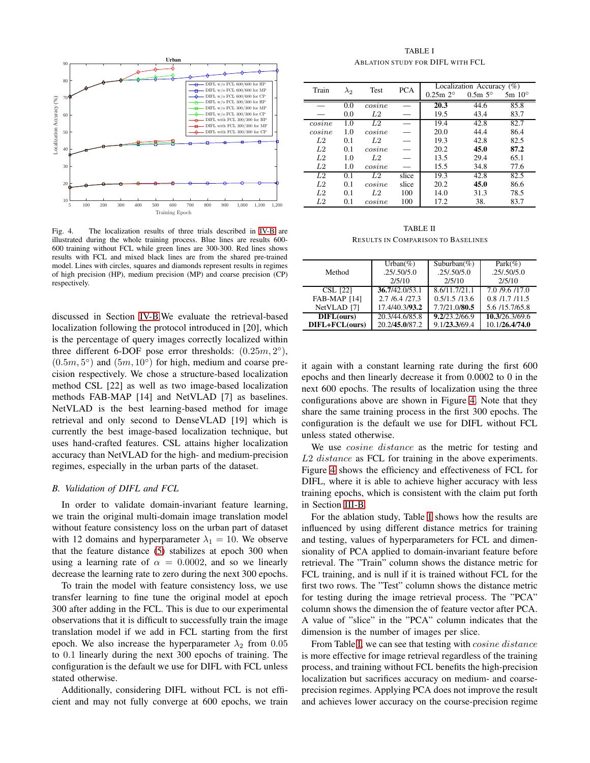Fig. 4. The localization results of three trials described in IV-B are illustrated during the whole training process. Blue lines are results 600-600 training without FCL while green lines are 300-300. Red lines shows results with FCL and mixed black lines are from the shared pre-trained model. Lines with circles, squares and diamonds represent results in regimes of high precision (HP), medium precision (MP) and coarse precision (CP) respectively.

discussed in Section IV-B.We evaluate the retrieval-based localization following the protocol introduced in [20], which is the percentage of query images correctly localized within three different 6-DOF pose error thresholds: $(0.25m, 2°)$, $(0.5m, 5°)$ and $(5m, 10°)$ for high, medium and coarse precision respectively. We chose a structure-based localization method CSL [22] as well as two image-based localization methods FAB-MAP [14] and NetVLAD [7] as baselines. NetVLAD is the best learning-based method for image retrieval and only second to DenseVLAD [19] which is currently the best image-based localization technique, but uses hand-crafted features. CSL attains higher localization accuracy than NetVLAD for the high- and medium-precision regimes, especially in the urban parts of the dataset.

### B. Validation of DIFL and FCL

In order to validate domain-invariant feature learning, we train the original multi-domain image translation model without feature consistency loss on the urban part of dataset with 12 domains and hyperparameter $\lambda_1 = 10$. We observe that the feature distance (5) stabilizes at epoch 300 when using a learning rate of $\alpha = 0.0002$, and so we linearly decrease the learning rate to zero during the next 300 epochs.

To train the model with feature consistency loss, we use transfer learning to fine tune the original model at epoch 300 after adding in the FCL. This is due to our experimental observations that it is difficult to successfully train the image translation model if we add in FCL starting from the first epoch. We also increase the hyperparameter $\lambda_2$ from $0.05$ to $0.1$ linearly during the next 300 epochs of training. The configuration is the default we use for DIFL with FCL unless stated otherwise.

Additionally, considering DIFL without FCL is not efficient and may not fully converge at 600 epochs, we train it again with a constant learning rate during the first 600 epochs and then linearly decrease it from 0.0002 to 0 in the next 600 epochs. The results of localization using the three configurations above are shown in Figure 4. Note that they share the same training process in the first 300 epochs. The configuration is the default we use for DIFL without FCL unless stated otherwise.

We use *cosine distance* as the metric for testing and *L2 distance* as FCL for training in the above experiments. Figure 4 shows the efficiency and effectiveness of FCL for DIFL, where it is able to achieve higher accuracy with less training epochs, which is consistent with the claim put forth in Section III-B.

For the ablation study, Table I shows how the results are influenced by using different distance metrics for training and testing, values of hyperparameters for FCL and dimensionality of PCA applied to domain-invariant feature before retrieval. The "Train" column shows the distance metric for FCL training, and is null if it is trained without FCL for the first two rows. The "Test" column shows the distance metric for testing during the image retrieval process. The "PCA" column shows the dimension the of feature vector after PCA. A value of "slice" in the "PCA" column indicates that the dimension is the number of images per slice.

From Table I, we can see that testing with *cosine distance* is more effective for image retrieval regardless of the training process, and training without FCL benefits the high-precision localization but sacrifices accuracy on medium- and coarse-precision regimes. Applying PCA does not improve the result and achieves lower accuracy on the course-precision regime

TABLE I
ABLATION STUDY FOR DIFL WITH FCL

| Train | $\lambda_2$ | Test | PCA | Localization Accuracy (%) 0.25m 2° | 0.5m 5° | 5m 10° |
|---|---|---|---|---|---|---|
| — | 0.0 | *cosine* | — | **20.3** | 44.6 | 85.8 |
| — | 0.0 | *L2* | — | 19.5 | 43.4 | 83.7 |
| *cosine* | 1.0 | *L2* | — | 19.4 | 42.8 | 82.7 |
| *cosine* | 1.0 | *cosine* | — | 20.0 | 44.4 | 86.4 |
| *L2* | 0.1 | *L2* | — | 19.3 | 42.8 | 82.5 |
| *L2* | 0.1 | *cosine* | — | 20.2 | **45.0** | **87.2** |
| *L2* | 1.0 | *L2* | — | 13.5 | 29.4 | 65.1 |
| *L2* | 1.0 | *cosine* | — | 15.5 | 34.8 | 77.6 |
| *L2* | 0.1 | *L2* | slice | 19.3 | 42.8 | 82.5 |
| *L2* | 0.1 | *cosine* | slice | 20.2 | **45.0** | 86.6 |
| *L2* | 0.1 | *L2* | 100 | 14.0 | 31.3 | 78.5 |
| *L2* | 0.1 | *cosine* | 100 | 17.2 | 38. | 83.7 |

TABLE II
RESULTS IN COMPARISON TO BASELINES

| Method | Urban(%) .25/.50/5.0 2/5/10 | Suburban(%) .25/.50/5.0 2/5/10 | Park(%) .25/.50/5.0 2/5/10 |
|---|---|---|---|
| CSL [22] | **36.7**/42.0/53.1 | 8.6/11.7/21.1 | 7.0 /9.6 /17.0 |
| FAB-MAP [14] | 2.7 /6.4 /27.3 | 0.5/1.5 /13.6 | 0.8 /1.7 /11.5 |
| NetVLAD [7] | 17.4/40.3/**93.2** | 7.7/21.0/**80.5** | 5.6 /15.7/65.8 |
| **DIFL(ours)** | 20.3/44.6/85.8 | **9.2**/23.2/66.9 | **10.3**/26.3/69.6 |
| **DIFL+FCL(ours)** | 20.2/**45.0**/87.2 | 9.1/**23.3**/69.4 | 10.1/**26.4**/**74.0** |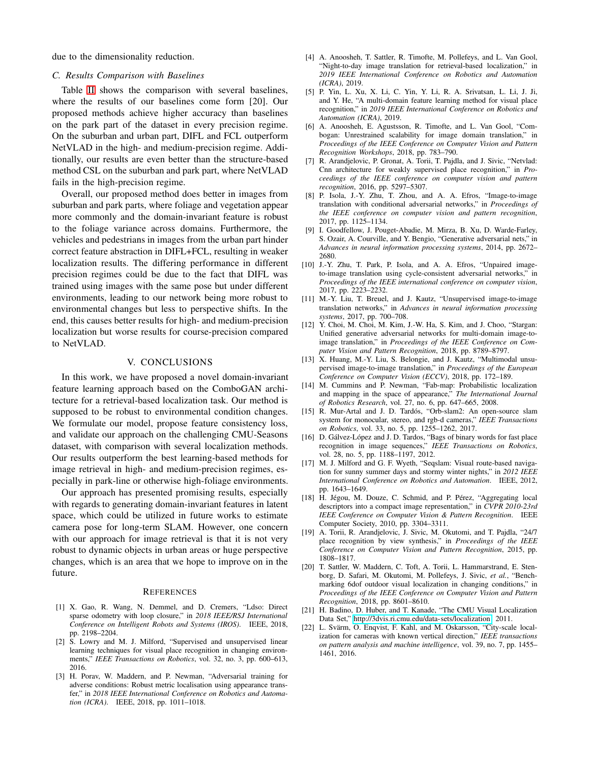due to the dimensionality reduction.

### C. Results Comparison with Baselines

Table II shows the comparison with several baselines, where the results of our baselines come form [20]. Our proposed methods achieve higher accuracy than baselines on the park part of the dataset in every precision regime. On the suburban and urban part, DIFL and FCL outperform NetVLAD in the high- and medium-precision regime. Additionally, our results are even better than the structure-based method CSL on the suburban and park part, where NetVLAD fails in the high-precision regime.

Overall, our proposed method does better in images from suburban and park parts, where foliage and vegetation appear more commonly and the domain-invariant feature is robust to the foliage variance across domains. Furthermore, the vehicles and pedestrians in images from the urban part hinder correct feature abstraction in DIFL+FCL, resulting in weaker localization results. The differing performance in different precision regimes could be due to the fact that DIFL was trained using images with the same pose but under different environments, leading to our network being more robust to environmental changes but less to perspective shifts. In the end, this causes better results for high- and medium-precision localization but worse results for course-precision compared to NetVLAD.

## V. CONCLUSIONS

In this work, we have proposed a novel domain-invariant feature learning approach based on the ComboGAN architecture for a retrieval-based localization task. Our method is supposed to be robust to environmental condition changes. We formulate our model, propose feature consistency loss, and validate our approach on the challenging CMU-Seasons dataset, with comparison with several localization methods. Our results outperform the best learning-based methods for image retrieval in high- and medium-precision regimes, especially in park-line or otherwise high-foliage environments.

Our approach has presented promising results, especially with regards to generating domain-invariant features in latent space, which could be utilized in future works to estimate camera pose for long-term SLAM. However, one concern with our approach for image retrieval is that it is not very robust to dynamic objects in urban areas or huge perspective changes, which is an area that we hope to improve on in the future.

## REFERENCES

[1] X. Gao, R. Wang, N. Demmel, and D. Cremers, "Ldso: Direct sparse odometry with loop closure," in *2018 IEEE/RSJ International Conference on Intelligent Robots and Systems (IROS)*. IEEE, 2018, pp. 2198–2204.

[2] S. Lowry and M. J. Milford, "Supervised and unsupervised linear learning techniques for visual place recognition in changing environments," *IEEE Transactions on Robotics*, vol. 32, no. 3, pp. 600–613, 2016.

[3] H. Porav, W. Maddern, and P. Newman, "Adversarial training for adverse conditions: Robust metric localisation using appearance transfer," in *2018 IEEE International Conference on Robotics and Automation (ICRA)*. IEEE, 2018, pp. 1011–1018.

[4] A. Anoosheh, T. Sattler, R. Timofte, M. Pollefeys, and L. Van Gool, "Night-to-day image translation for retrieval-based localization," in *2019 IEEE International Conference on Robotics and Automation (ICRA)*, 2019.

[5] P. Yin, L. Xu, X. Li, C. Yin, Y. Li, R. A. Srivatsan, L. Li, J. Ji, and Y. He, "A multi-domain feature learning method for visual place recognition," in *2019 IEEE International Conference on Robotics and Automation (ICRA)*, 2019.

[6] A. Anoosheh, E. Agustsson, R. Timofte, and L. Van Gool, "Combogan: Unrestrained scalability for image domain translation," in *Proceedings of the IEEE Conference on Computer Vision and Pattern Recognition Workshops*, 2018, pp. 783–790.

[7] R. Arandjelovic, P. Gronat, A. Torii, T. Pajdla, and J. Sivic, "Netvlad: Cnn architecture for weakly supervised place recognition," in *Proceedings of the IEEE conference on computer vision and pattern recognition*, 2016, pp. 5297–5307.

[8] P. Isola, J.-Y. Zhu, T. Zhou, and A. A. Efros, "Image-to-image translation with conditional adversarial networks," in *Proceedings of the IEEE conference on computer vision and pattern recognition*, 2017, pp. 1125–1134.

[9] I. Goodfellow, J. Pouget-Abadie, M. Mirza, B. Xu, D. Warde-Farley, S. Ozair, A. Courville, and Y. Bengio, "Generative adversarial nets," in *Advances in neural information processing systems*, 2014, pp. 2672–2680.

[10] J.-Y. Zhu, T. Park, P. Isola, and A. A. Efros, "Unpaired image-to-image translation using cycle-consistent adversarial networks," in *Proceedings of the IEEE international conference on computer vision*, 2017, pp. 2223–2232.

[11] M.-Y. Liu, T. Breuel, and J. Kautz, "Unsupervised image-to-image translation networks," in *Advances in neural information processing systems*, 2017, pp. 700–708.

[12] Y. Choi, M. Choi, M. Kim, J.-W. Ha, S. Kim, and J. Choo, "Stargan: Unified generative adversarial networks for multi-domain image-to-image translation," in *Proceedings of the IEEE Conference on Computer Vision and Pattern Recognition*, 2018, pp. 8789–8797.

[13] X. Huang, M.-Y. Liu, S. Belongie, and J. Kautz, "Multimodal unsupervised image-to-image translation," in *Proceedings of the European Conference on Computer Vision (ECCV)*, 2018, pp. 172–189.

[14] M. Cummins and P. Newman, "Fab-map: Probabilistic localization and mapping in the space of appearance," *The International Journal of Robotics Research*, vol. 27, no. 6, pp. 647–665, 2008.

[15] R. Mur-Artal and J. D. Tardós, "Orb-slam2: An open-source slam system for monocular, stereo, and rgb-d cameras," *IEEE Transactions on Robotics*, vol. 33, no. 5, pp. 1255–1262, 2017.

[16] D. Gálvez-López and J. D. Tardos, "Bags of binary words for fast place recognition in image sequences," *IEEE Transactions on Robotics*, vol. 28, no. 5, pp. 1188–1197, 2012.

[17] M. J. Milford and G. F. Wyeth, "Seqslam: Visual route-based navigation for sunny summer days and stormy winter nights," in *2012 IEEE International Conference on Robotics and Automation*. IEEE, 2012, pp. 1643–1649.

[18] H. Jégou, M. Douze, C. Schmid, and P. Pérez, "Aggregating local descriptors into a compact image representation," in *CVPR 2010-23rd IEEE Conference on Computer Vision & Pattern Recognition*. IEEE Computer Society, 2010, pp. 3304–3311.

[19] A. Torii, R. Arandjelovic, J. Sivic, M. Okutomi, and T. Pajdla, "24/7 place recognition by view synthesis," in *Proceedings of the IEEE Conference on Computer Vision and Pattern Recognition*, 2015, pp. 1808–1817.

[20] T. Sattler, W. Maddern, C. Toft, A. Torii, L. Hammarstrand, E. Stenborg, D. Safari, M. Okutomi, M. Pollefeys, J. Sivic, *et al.*, "Benchmarking 6dof outdoor visual localization in changing conditions," in *Proceedings of the IEEE Conference on Computer Vision and Pattern Recognition*, 2018, pp. 8601–8610.

[21] H. Badino, D. Huber, and T. Kanade, "The CMU Visual Localization Data Set," http://3dvis.ri.cmu.edu/data-sets/localization, 2011.

[22] L. Svärm, O. Enqvist, F. Kahl, and M. Oskarsson, "City-scale localization for cameras with known vertical direction," *IEEE transactions on pattern analysis and machine intelligence*, vol. 39, no. 7, pp. 1455–1461, 2016.